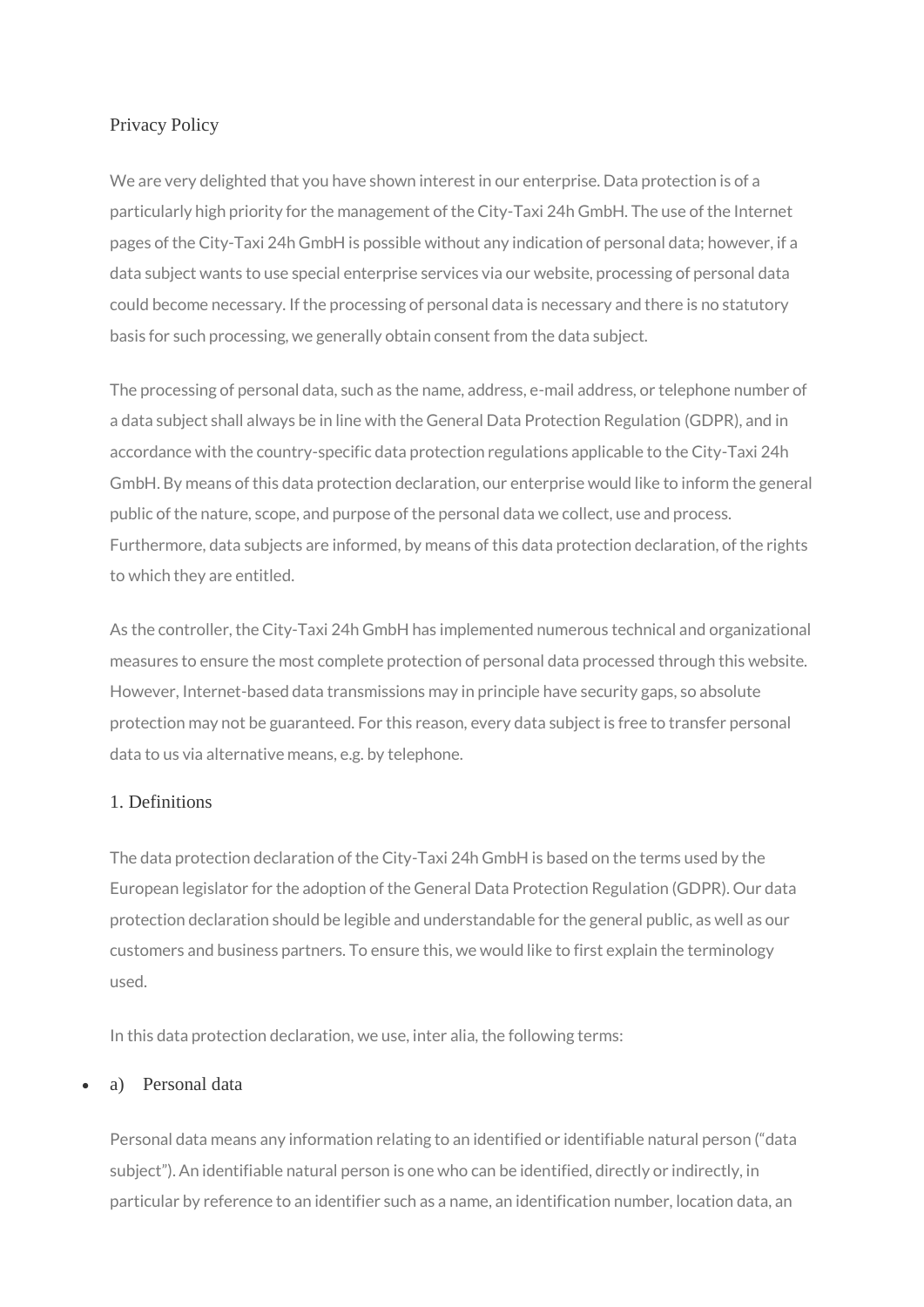# Privacy Policy

We are very delighted that you have shown interest in our enterprise. Data protection is of a particularly high priority for the management of the City-Taxi 24h GmbH. The use of the Internet pages of the City-Taxi 24h GmbH is possible without any indication of personal data; however, if a data subject wants to use special enterprise services via our website, processing of personal data could become necessary. If the processing of personal data is necessary and there is no statutory basis for such processing, we generally obtain consent from the data subject.

The processing of personal data, such as the name, address, e-mail address, or telephone number of a data subject shall always be in line with the General Data Protection Regulation (GDPR), and in accordance with the country-specific data protection regulations applicable to the City-Taxi 24h GmbH. By means of this data protection declaration, our enterprise would like to inform the general public of the nature, scope, and purpose of the personal data we collect, use and process. Furthermore, data subjects are informed, by means of this data protection declaration, of the rights to which they are entitled.

As the controller, the City-Taxi 24h GmbH has implemented numerous technical and organizational measures to ensure the most complete protection of personal data processed through this website. However, Internet-based data transmissions may in principle have security gaps, so absolute protection may not be guaranteed. For this reason, every data subject is free to transfer personal data to us via alternative means, e.g. by telephone.

## 1. Definitions

The data protection declaration of the City-Taxi 24h GmbH is based on the terms used by the European legislator for the adoption of the General Data Protection Regulation (GDPR). Our data protection declaration should be legible and understandable for the general public, as well as our customers and business partners. To ensure this, we would like to first explain the terminology used.

In this data protection declaration, we use, inter alia, the following terms:

- a) Personal data

Personal data means any information relating to an identified or identifiable natural person ("data subject"). An identifiable natural person is one who can be identified, directly or indirectly, in particular by reference to an identifier such as a name, an identification number, location data, an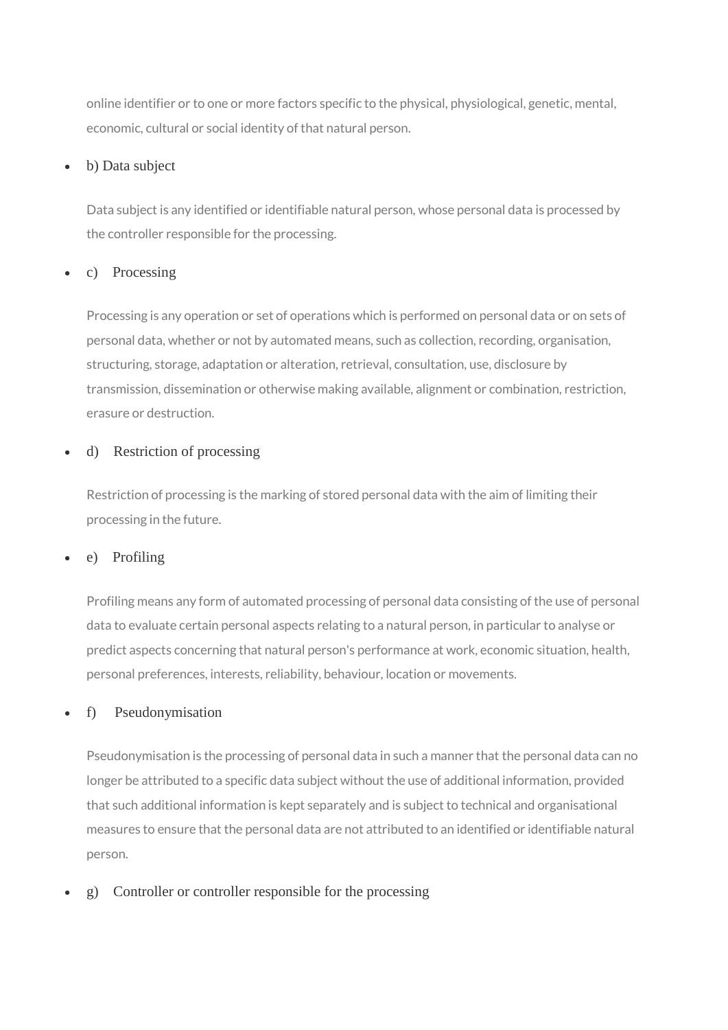online identifier or to one or more factors specific to the physical, physiological, genetic, mental, economic, cultural or social identity of that natural person.

- b) Data subject

  Data subject is any identified or identifiable natural person, whose personal data is processed by the controller responsible for the processing.

- c) Processing

  Processing is any operation or set of operations which is performed on personal data or on sets of personal data, whether or not by automated means, such as collection, recording, organisation, structuring, storage, adaptation or alteration, retrieval, consultation, use, disclosure by transmission, dissemination or otherwise making available, alignment or combination, restriction, erasure or destruction.

- d) Restriction of processing

  Restriction of processing is the marking of stored personal data with the aim of limiting their processing in the future.

- e) Profiling

  Profiling means any form of automated processing of personal data consisting of the use of personal data to evaluate certain personal aspects relating to a natural person, in particular to analyse or predict aspects concerning that natural person's performance at work, economic situation, health, personal preferences, interests, reliability, behaviour, location or movements.

- f) Pseudonymisation

  Pseudonymisation is the processing of personal data in such a manner that the personal data can no longer be attributed to a specific data subject without the use of additional information, provided that such additional information is kept separately and is subject to technical and organisational measures to ensure that the personal data are not attributed to an identified or identifiable natural person.

- g) Controller or controller responsible for the processing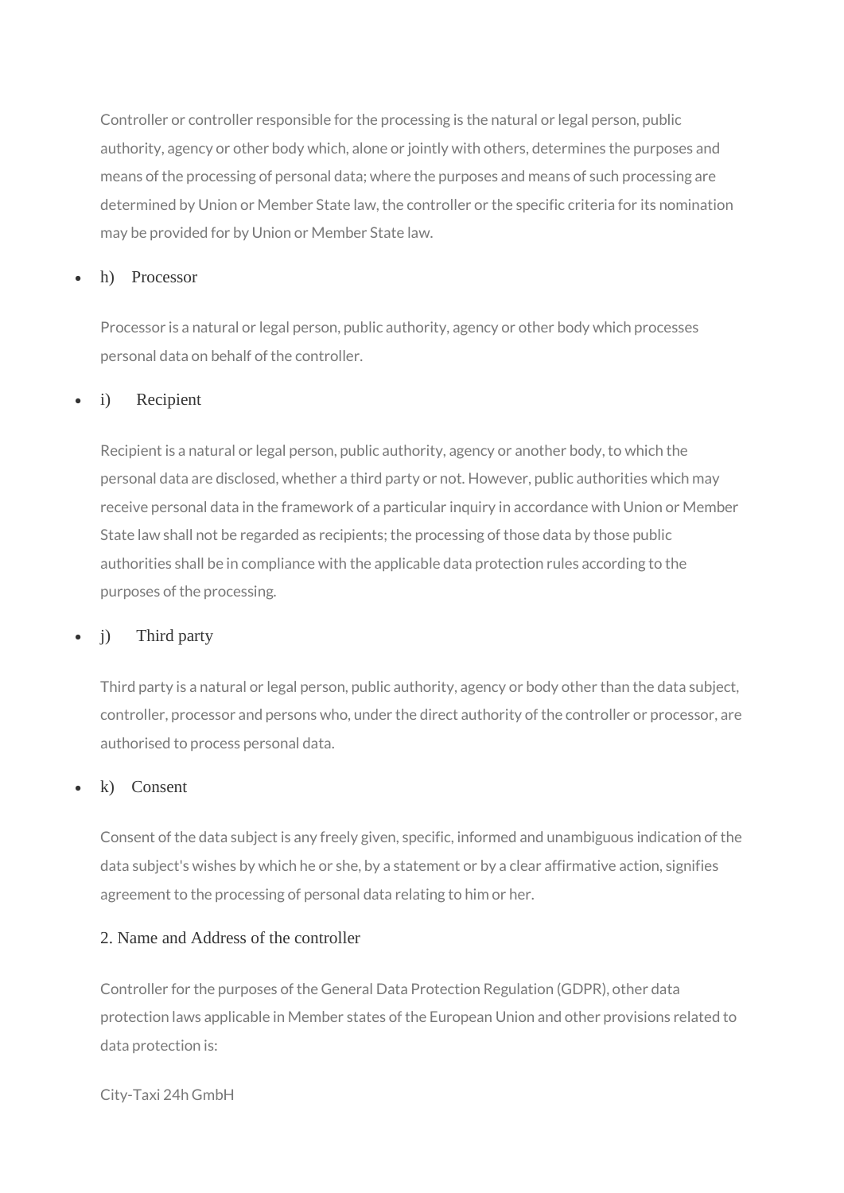Controller or controller responsible for the processing is the natural or legal person, public authority, agency or other body which, alone or jointly with others, determines the purposes and means of the processing of personal data; where the purposes and means of such processing are determined by Union or Member State law, the controller or the specific criteria for its nomination may be provided for by Union or Member State law.

- h) Processor

Processor is a natural or legal person, public authority, agency or other body which processes personal data on behalf of the controller.

- i) Recipient

Recipient is a natural or legal person, public authority, agency or another body, to which the personal data are disclosed, whether a third party or not. However, public authorities which may receive personal data in the framework of a particular inquiry in accordance with Union or Member State law shall not be regarded as recipients; the processing of those data by those public authorities shall be in compliance with the applicable data protection rules according to the purposes of the processing.

- j) Third party

Third party is a natural or legal person, public authority, agency or body other than the data subject, controller, processor and persons who, under the direct authority of the controller or processor, are authorised to process personal data.

- k) Consent

Consent of the data subject is any freely given, specific, informed and unambiguous indication of the data subject's wishes by which he or she, by a statement or by a clear affirmative action, signifies agreement to the processing of personal data relating to him or her.

## 2. Name and Address of the controller

Controller for the purposes of the General Data Protection Regulation (GDPR), other data protection laws applicable in Member states of the European Union and other provisions related to data protection is:

City-Taxi 24h GmbH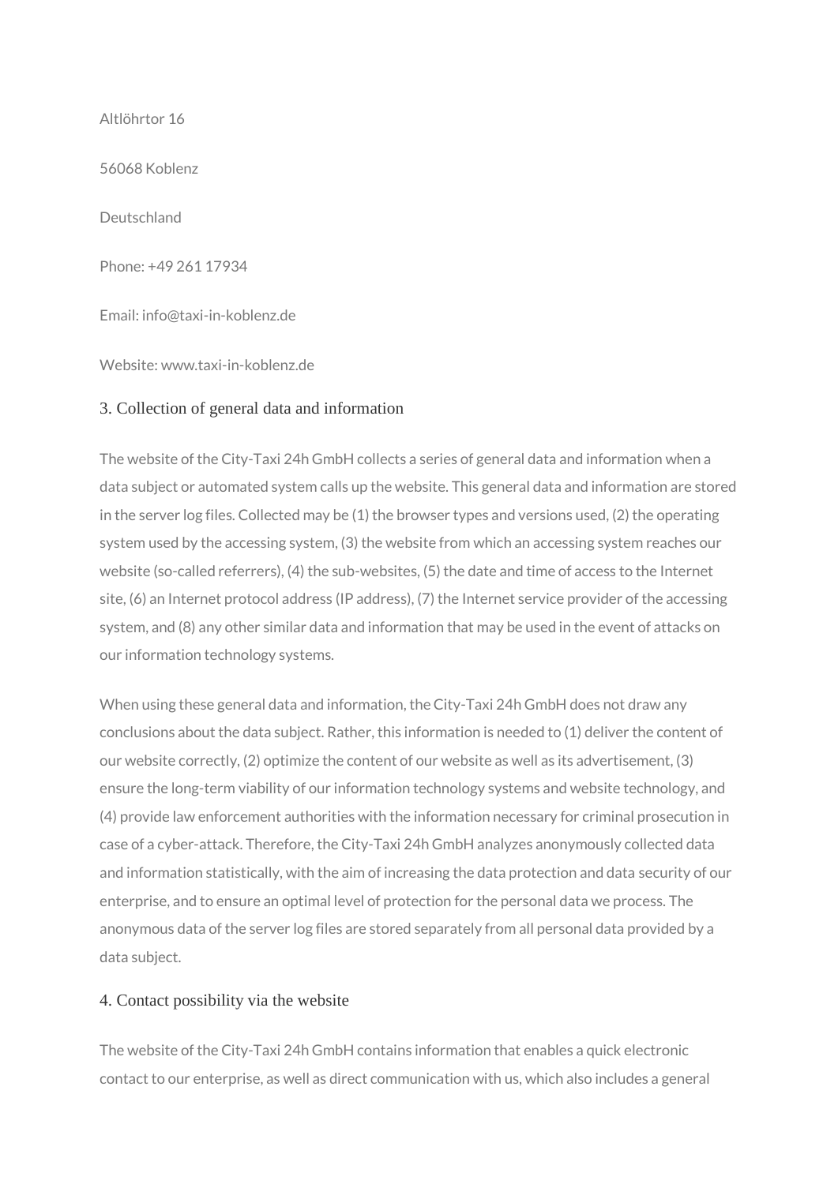Altlöhrtor 16

56068 Koblenz

Deutschland

Phone: +49 261 17934

Email: info@taxi-in-koblenz.de

Website: www.taxi-in-koblenz.de

## 3. Collection of general data and information

The website of the City-Taxi 24h GmbH collects a series of general data and information when a data subject or automated system calls up the website. This general data and information are stored in the server log files. Collected may be (1) the browser types and versions used, (2) the operating system used by the accessing system, (3) the website from which an accessing system reaches our website (so-called referrers), (4) the sub-websites, (5) the date and time of access to the Internet site, (6) an Internet protocol address (IP address), (7) the Internet service provider of the accessing system, and (8) any other similar data and information that may be used in the event of attacks on our information technology systems.

When using these general data and information, the City-Taxi 24h GmbH does not draw any conclusions about the data subject. Rather, this information is needed to (1) deliver the content of our website correctly, (2) optimize the content of our website as well as its advertisement, (3) ensure the long-term viability of our information technology systems and website technology, and (4) provide law enforcement authorities with the information necessary for criminal prosecution in case of a cyber-attack. Therefore, the City-Taxi 24h GmbH analyzes anonymously collected data and information statistically, with the aim of increasing the data protection and data security of our enterprise, and to ensure an optimal level of protection for the personal data we process. The anonymous data of the server log files are stored separately from all personal data provided by a data subject.

## 4. Contact possibility via the website

The website of the City-Taxi 24h GmbH contains information that enables a quick electronic contact to our enterprise, as well as direct communication with us, which also includes a general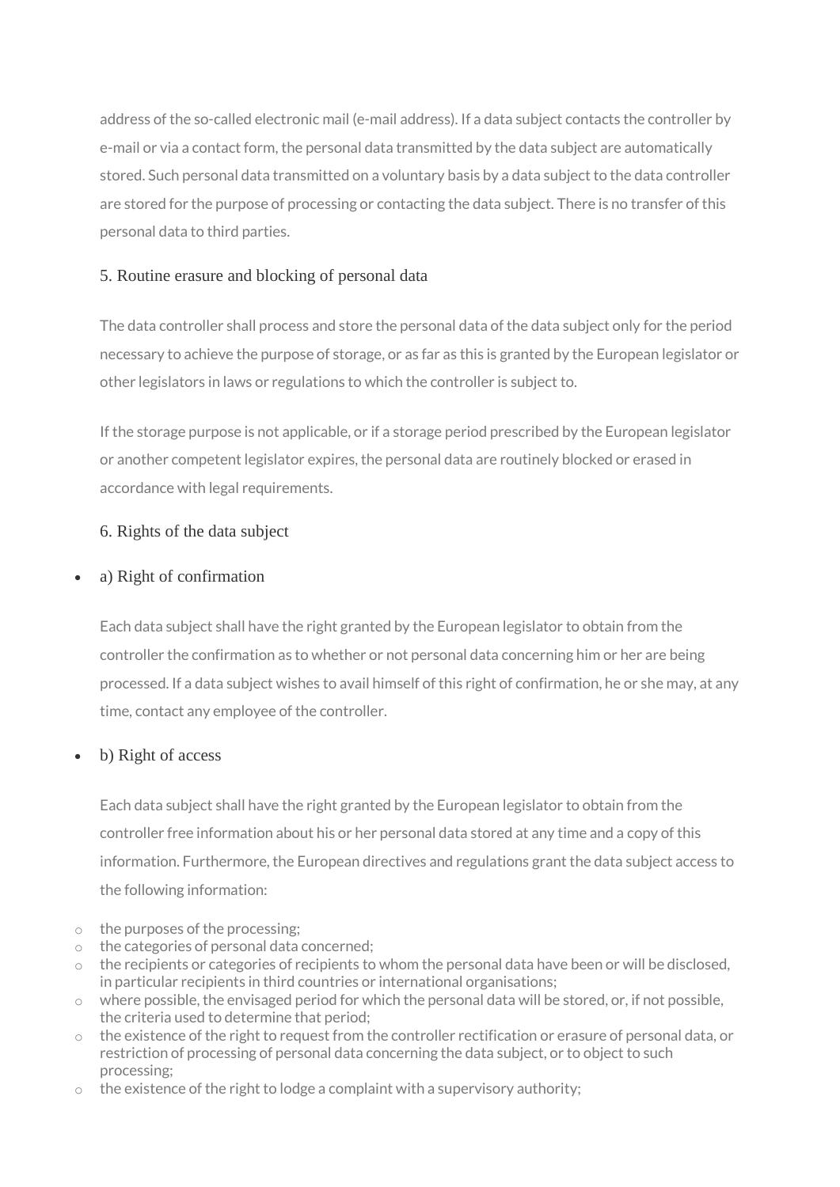address of the so-called electronic mail (e-mail address). If a data subject contacts the controller by e-mail or via a contact form, the personal data transmitted by the data subject are automatically stored. Such personal data transmitted on a voluntary basis by a data subject to the data controller are stored for the purpose of processing or contacting the data subject. There is no transfer of this personal data to third parties.

### 5. Routine erasure and blocking of personal data

The data controller shall process and store the personal data of the data subject only for the period necessary to achieve the purpose of storage, or as far as this is granted by the European legislator or other legislators in laws or regulations to which the controller is subject to.

If the storage purpose is not applicable, or if a storage period prescribed by the European legislator or another competent legislator expires, the personal data are routinely blocked or erased in accordance with legal requirements.

### 6. Rights of the data subject

- a) Right of confirmation

  Each data subject shall have the right granted by the European legislator to obtain from the controller the confirmation as to whether or not personal data concerning him or her are being processed. If a data subject wishes to avail himself of this right of confirmation, he or she may, at any time, contact any employee of the controller.

- b) Right of access

  Each data subject shall have the right granted by the European legislator to obtain from the controller free information about his or her personal data stored at any time and a copy of this information. Furthermore, the European directives and regulations grant the data subject access to the following information:

  - the purposes of the processing;
  - the categories of personal data concerned;
  - the recipients or categories of recipients to whom the personal data have been or will be disclosed, in particular recipients in third countries or international organisations;
  - where possible, the envisaged period for which the personal data will be stored, or, if not possible, the criteria used to determine that period;
  - the existence of the right to request from the controller rectification or erasure of personal data, or restriction of processing of personal data concerning the data subject, or to object to such processing;
  - the existence of the right to lodge a complaint with a supervisory authority;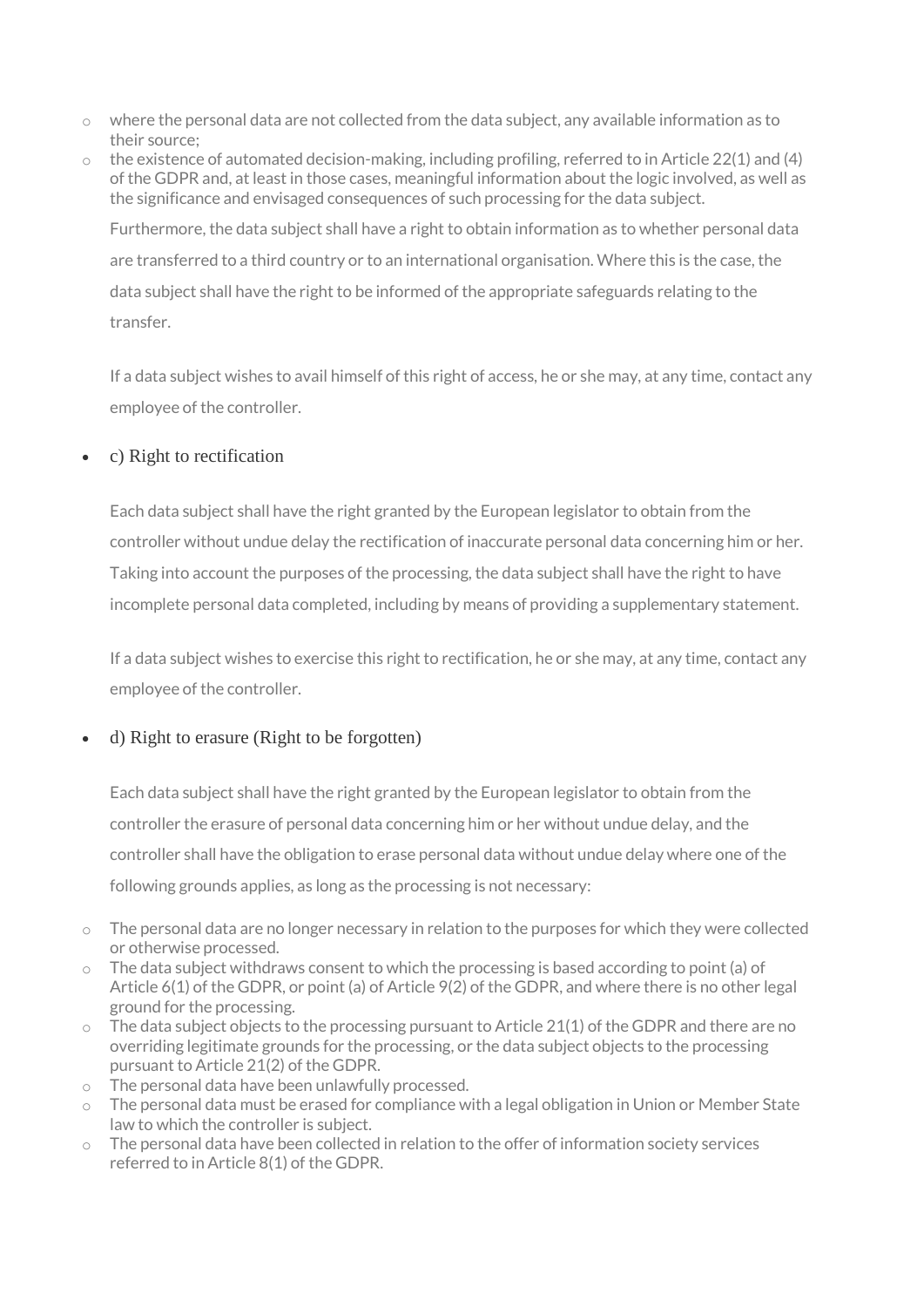- where the personal data are not collected from the data subject, any available information as to their source;
- the existence of automated decision-making, including profiling, referred to in Article 22(1) and (4) of the GDPR and, at least in those cases, meaningful information about the logic involved, as well as the significance and envisaged consequences of such processing for the data subject.

  Furthermore, the data subject shall have a right to obtain information as to whether personal data are transferred to a third country or to an international organisation. Where this is the case, the data subject shall have the right to be informed of the appropriate safeguards relating to the transfer.

  If a data subject wishes to avail himself of this right of access, he or she may, at any time, contact any employee of the controller.

- c) Right to rectification

  Each data subject shall have the right granted by the European legislator to obtain from the controller without undue delay the rectification of inaccurate personal data concerning him or her. Taking into account the purposes of the processing, the data subject shall have the right to have incomplete personal data completed, including by means of providing a supplementary statement.

  If a data subject wishes to exercise this right to rectification, he or she may, at any time, contact any employee of the controller.

- d) Right to erasure (Right to be forgotten)

  Each data subject shall have the right granted by the European legislator to obtain from the controller the erasure of personal data concerning him or her without undue delay, and the controller shall have the obligation to erase personal data without undue delay where one of the following grounds applies, as long as the processing is not necessary:

  - The personal data are no longer necessary in relation to the purposes for which they were collected or otherwise processed.
  - The data subject withdraws consent to which the processing is based according to point (a) of Article 6(1) of the GDPR, or point (a) of Article 9(2) of the GDPR, and where there is no other legal ground for the processing.
  - The data subject objects to the processing pursuant to Article 21(1) of the GDPR and there are no overriding legitimate grounds for the processing, or the data subject objects to the processing pursuant to Article 21(2) of the GDPR.
  - The personal data have been unlawfully processed.
  - The personal data must be erased for compliance with a legal obligation in Union or Member State law to which the controller is subject.
  - The personal data have been collected in relation to the offer of information society services referred to in Article 8(1) of the GDPR.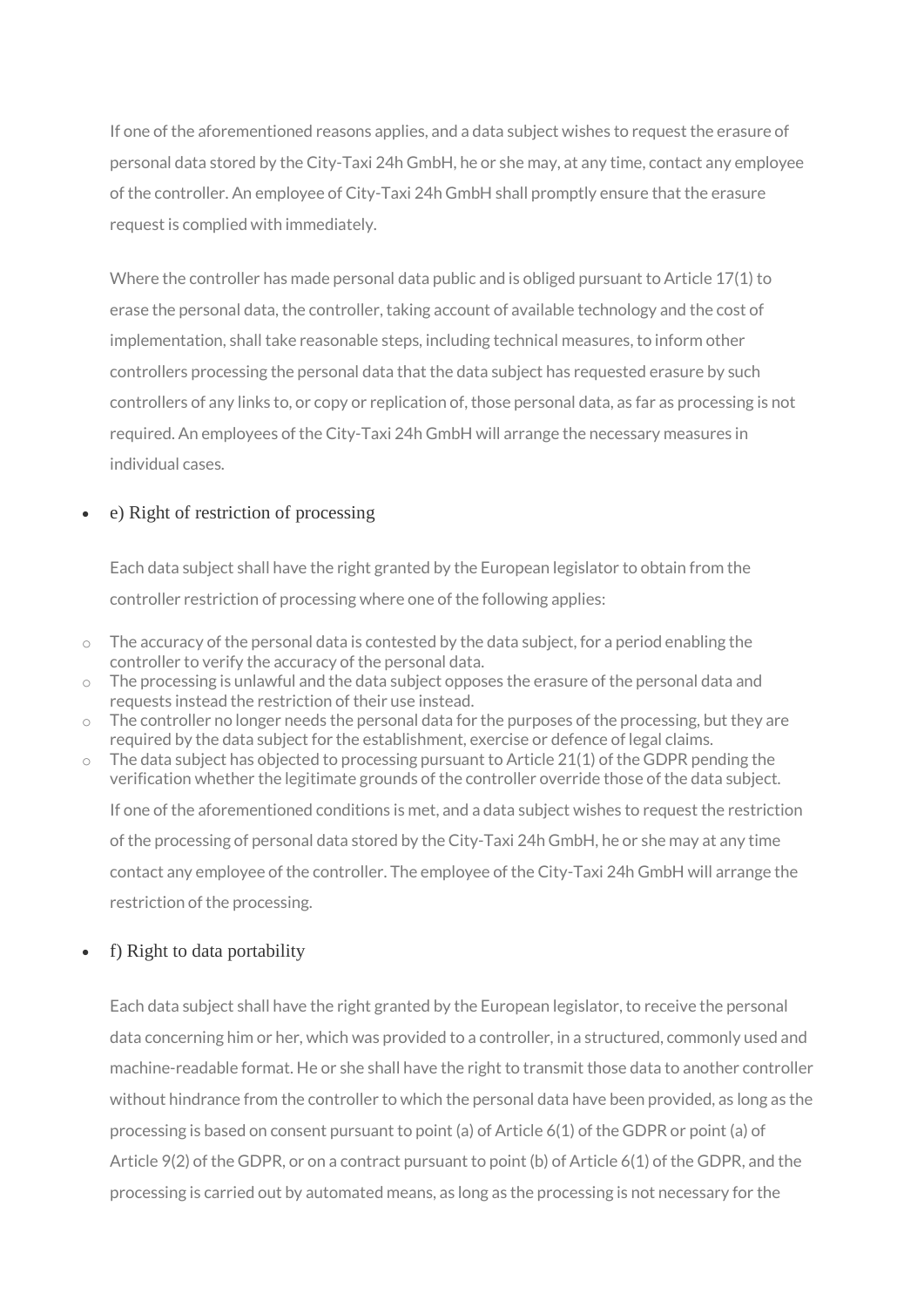If one of the aforementioned reasons applies, and a data subject wishes to request the erasure of personal data stored by the City-Taxi 24h GmbH, he or she may, at any time, contact any employee of the controller. An employee of City-Taxi 24h GmbH shall promptly ensure that the erasure request is complied with immediately.

Where the controller has made personal data public and is obliged pursuant to Article 17(1) to erase the personal data, the controller, taking account of available technology and the cost of implementation, shall take reasonable steps, including technical measures, to inform other controllers processing the personal data that the data subject has requested erasure by such controllers of any links to, or copy or replication of, those personal data, as far as processing is not required. An employees of the City-Taxi 24h GmbH will arrange the necessary measures in individual cases.

- e) Right of restriction of processing

  Each data subject shall have the right granted by the European legislator to obtain from the controller restriction of processing where one of the following applies:

  - The accuracy of the personal data is contested by the data subject, for a period enabling the controller to verify the accuracy of the personal data.
  - The processing is unlawful and the data subject opposes the erasure of the personal data and requests instead the restriction of their use instead.
  - The controller no longer needs the personal data for the purposes of the processing, but they are required by the data subject for the establishment, exercise or defence of legal claims.
  - The data subject has objected to processing pursuant to Article 21(1) of the GDPR pending the verification whether the legitimate grounds of the controller override those of the data subject.

  If one of the aforementioned conditions is met, and a data subject wishes to request the restriction of the processing of personal data stored by the City-Taxi 24h GmbH, he or she may at any time contact any employee of the controller. The employee of the City-Taxi 24h GmbH will arrange the restriction of the processing.

- f) Right to data portability

  Each data subject shall have the right granted by the European legislator, to receive the personal data concerning him or her, which was provided to a controller, in a structured, commonly used and machine-readable format. He or she shall have the right to transmit those data to another controller without hindrance from the controller to which the personal data have been provided, as long as the processing is based on consent pursuant to point (a) of Article 6(1) of the GDPR or point (a) of Article 9(2) of the GDPR, or on a contract pursuant to point (b) of Article 6(1) of the GDPR, and the processing is carried out by automated means, as long as the processing is not necessary for the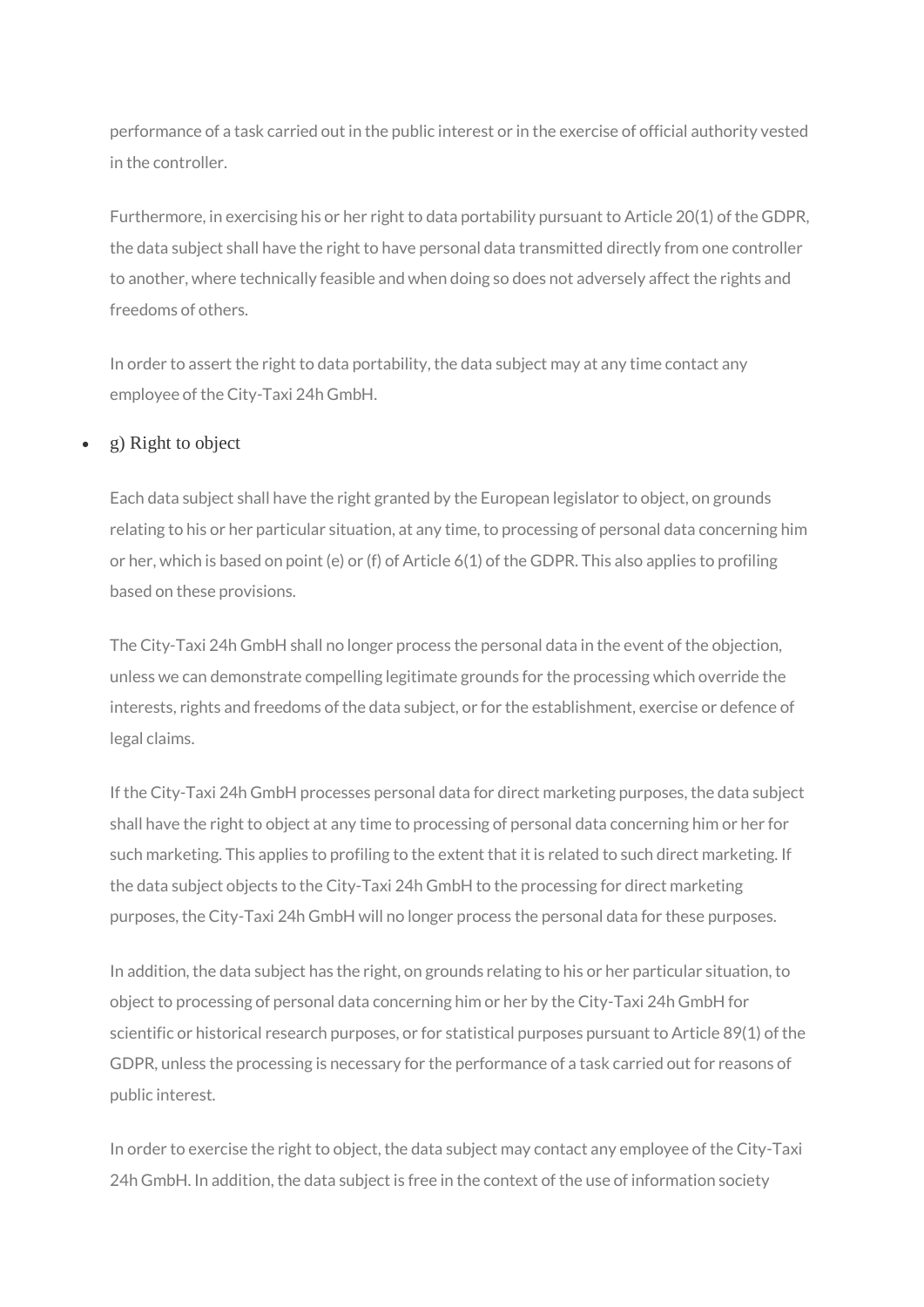performance of a task carried out in the public interest or in the exercise of official authority vested in the controller.

Furthermore, in exercising his or her right to data portability pursuant to Article 20(1) of the GDPR, the data subject shall have the right to have personal data transmitted directly from one controller to another, where technically feasible and when doing so does not adversely affect the rights and freedoms of others.

In order to assert the right to data portability, the data subject may at any time contact any employee of the City-Taxi 24h GmbH.

- g) Right to object

Each data subject shall have the right granted by the European legislator to object, on grounds relating to his or her particular situation, at any time, to processing of personal data concerning him or her, which is based on point (e) or (f) of Article 6(1) of the GDPR. This also applies to profiling based on these provisions.

The City-Taxi 24h GmbH shall no longer process the personal data in the event of the objection, unless we can demonstrate compelling legitimate grounds for the processing which override the interests, rights and freedoms of the data subject, or for the establishment, exercise or defence of legal claims.

If the City-Taxi 24h GmbH processes personal data for direct marketing purposes, the data subject shall have the right to object at any time to processing of personal data concerning him or her for such marketing. This applies to profiling to the extent that it is related to such direct marketing. If the data subject objects to the City-Taxi 24h GmbH to the processing for direct marketing purposes, the City-Taxi 24h GmbH will no longer process the personal data for these purposes.

In addition, the data subject has the right, on grounds relating to his or her particular situation, to object to processing of personal data concerning him or her by the City-Taxi 24h GmbH for scientific or historical research purposes, or for statistical purposes pursuant to Article 89(1) of the GDPR, unless the processing is necessary for the performance of a task carried out for reasons of public interest.

In order to exercise the right to object, the data subject may contact any employee of the City-Taxi 24h GmbH. In addition, the data subject is free in the context of the use of information society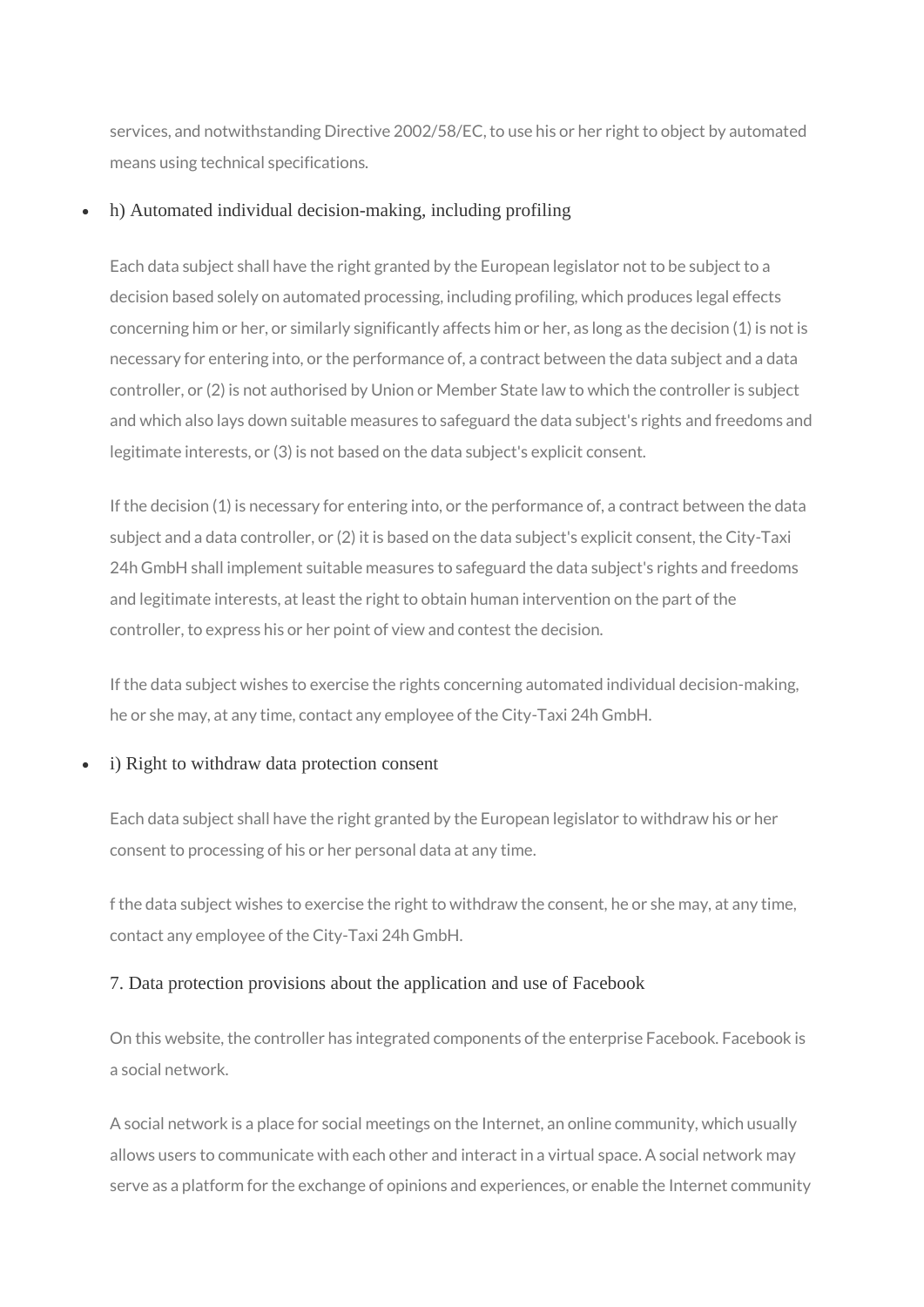services, and notwithstanding Directive 2002/58/EC, to use his or her right to object by automated means using technical specifications.

- h) Automated individual decision-making, including profiling

  Each data subject shall have the right granted by the European legislator not to be subject to a decision based solely on automated processing, including profiling, which produces legal effects concerning him or her, or similarly significantly affects him or her, as long as the decision (1) is not is necessary for entering into, or the performance of, a contract between the data subject and a data controller, or (2) is not authorised by Union or Member State law to which the controller is subject and which also lays down suitable measures to safeguard the data subject's rights and freedoms and legitimate interests, or (3) is not based on the data subject's explicit consent.

  If the decision (1) is necessary for entering into, or the performance of, a contract between the data subject and a data controller, or (2) it is based on the data subject's explicit consent, the City-Taxi 24h GmbH shall implement suitable measures to safeguard the data subject's rights and freedoms and legitimate interests, at least the right to obtain human intervention on the part of the controller, to express his or her point of view and contest the decision.

  If the data subject wishes to exercise the rights concerning automated individual decision-making, he or she may, at any time, contact any employee of the City-Taxi 24h GmbH.

- i) Right to withdraw data protection consent

  Each data subject shall have the right granted by the European legislator to withdraw his or her consent to processing of his or her personal data at any time.

  f the data subject wishes to exercise the right to withdraw the consent, he or she may, at any time, contact any employee of the City-Taxi 24h GmbH.

## 7. Data protection provisions about the application and use of Facebook

On this website, the controller has integrated components of the enterprise Facebook. Facebook is a social network.

A social network is a place for social meetings on the Internet, an online community, which usually allows users to communicate with each other and interact in a virtual space. A social network may serve as a platform for the exchange of opinions and experiences, or enable the Internet community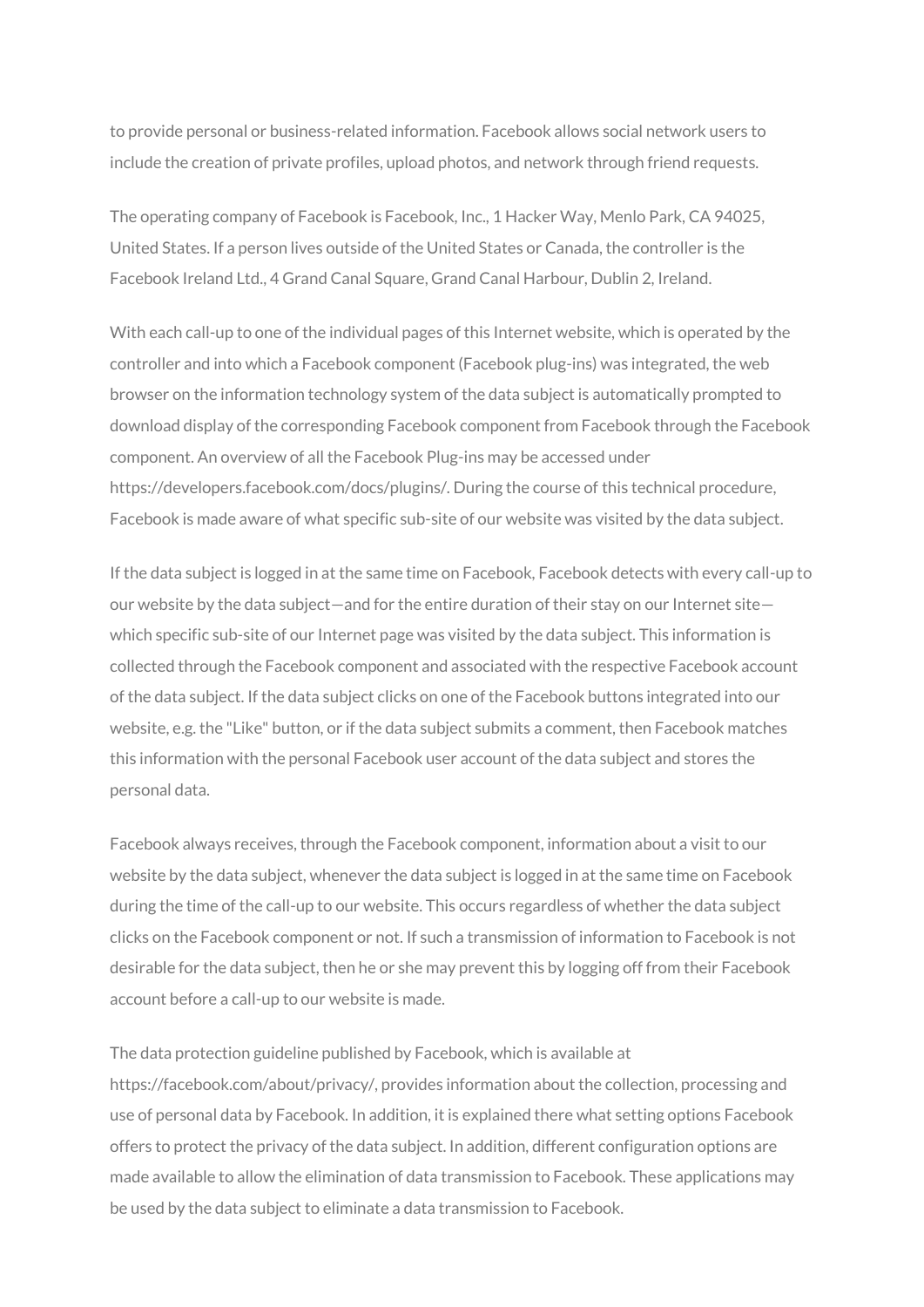to provide personal or business-related information. Facebook allows social network users to include the creation of private profiles, upload photos, and network through friend requests.

The operating company of Facebook is Facebook, Inc., 1 Hacker Way, Menlo Park, CA 94025, United States. If a person lives outside of the United States or Canada, the controller is the Facebook Ireland Ltd., 4 Grand Canal Square, Grand Canal Harbour, Dublin 2, Ireland.

With each call-up to one of the individual pages of this Internet website, which is operated by the controller and into which a Facebook component (Facebook plug-ins) was integrated, the web browser on the information technology system of the data subject is automatically prompted to download display of the corresponding Facebook component from Facebook through the Facebook component. An overview of all the Facebook Plug-ins may be accessed under https://developers.facebook.com/docs/plugins/. During the course of this technical procedure, Facebook is made aware of what specific sub-site of our website was visited by the data subject.

If the data subject is logged in at the same time on Facebook, Facebook detects with every call-up to our website by the data subject—and for the entire duration of their stay on our Internet site—which specific sub-site of our Internet page was visited by the data subject. This information is collected through the Facebook component and associated with the respective Facebook account of the data subject. If the data subject clicks on one of the Facebook buttons integrated into our website, e.g. the "Like" button, or if the data subject submits a comment, then Facebook matches this information with the personal Facebook user account of the data subject and stores the personal data.

Facebook always receives, through the Facebook component, information about a visit to our website by the data subject, whenever the data subject is logged in at the same time on Facebook during the time of the call-up to our website. This occurs regardless of whether the data subject clicks on the Facebook component or not. If such a transmission of information to Facebook is not desirable for the data subject, then he or she may prevent this by logging off from their Facebook account before a call-up to our website is made.

The data protection guideline published by Facebook, which is available at https://facebook.com/about/privacy/, provides information about the collection, processing and use of personal data by Facebook. In addition, it is explained there what setting options Facebook offers to protect the privacy of the data subject. In addition, different configuration options are made available to allow the elimination of data transmission to Facebook. These applications may be used by the data subject to eliminate a data transmission to Facebook.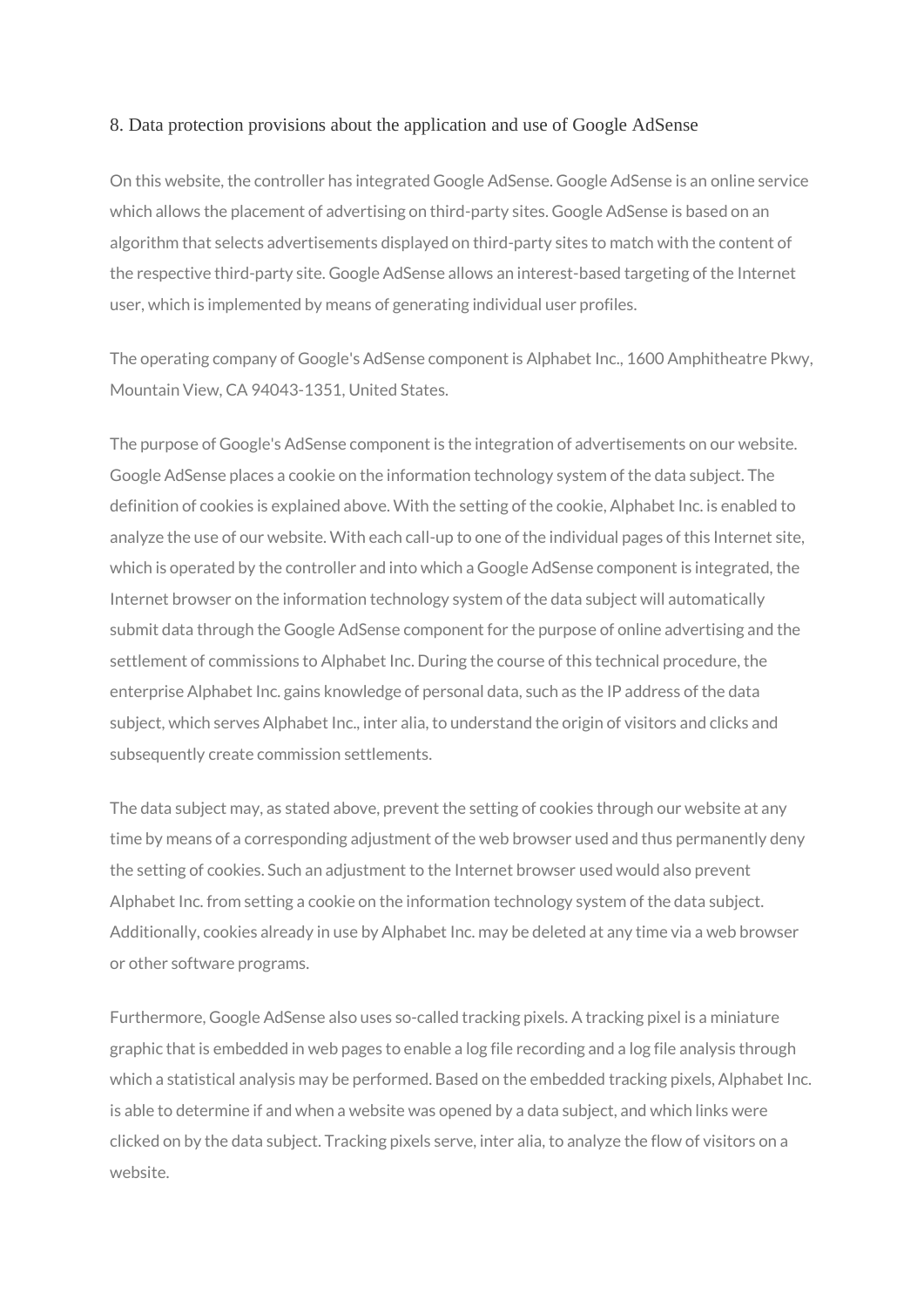## 8. Data protection provisions about the application and use of Google AdSense

On this website, the controller has integrated Google AdSense. Google AdSense is an online service which allows the placement of advertising on third-party sites. Google AdSense is based on an algorithm that selects advertisements displayed on third-party sites to match with the content of the respective third-party site. Google AdSense allows an interest-based targeting of the Internet user, which is implemented by means of generating individual user profiles.

The operating company of Google's AdSense component is Alphabet Inc., 1600 Amphitheatre Pkwy, Mountain View, CA 94043-1351, United States.

The purpose of Google's AdSense component is the integration of advertisements on our website. Google AdSense places a cookie on the information technology system of the data subject. The definition of cookies is explained above. With the setting of the cookie, Alphabet Inc. is enabled to analyze the use of our website. With each call-up to one of the individual pages of this Internet site, which is operated by the controller and into which a Google AdSense component is integrated, the Internet browser on the information technology system of the data subject will automatically submit data through the Google AdSense component for the purpose of online advertising and the settlement of commissions to Alphabet Inc. During the course of this technical procedure, the enterprise Alphabet Inc. gains knowledge of personal data, such as the IP address of the data subject, which serves Alphabet Inc., inter alia, to understand the origin of visitors and clicks and subsequently create commission settlements.

The data subject may, as stated above, prevent the setting of cookies through our website at any time by means of a corresponding adjustment of the web browser used and thus permanently deny the setting of cookies. Such an adjustment to the Internet browser used would also prevent Alphabet Inc. from setting a cookie on the information technology system of the data subject. Additionally, cookies already in use by Alphabet Inc. may be deleted at any time via a web browser or other software programs.

Furthermore, Google AdSense also uses so-called tracking pixels. A tracking pixel is a miniature graphic that is embedded in web pages to enable a log file recording and a log file analysis through which a statistical analysis may be performed. Based on the embedded tracking pixels, Alphabet Inc. is able to determine if and when a website was opened by a data subject, and which links were clicked on by the data subject. Tracking pixels serve, inter alia, to analyze the flow of visitors on a website.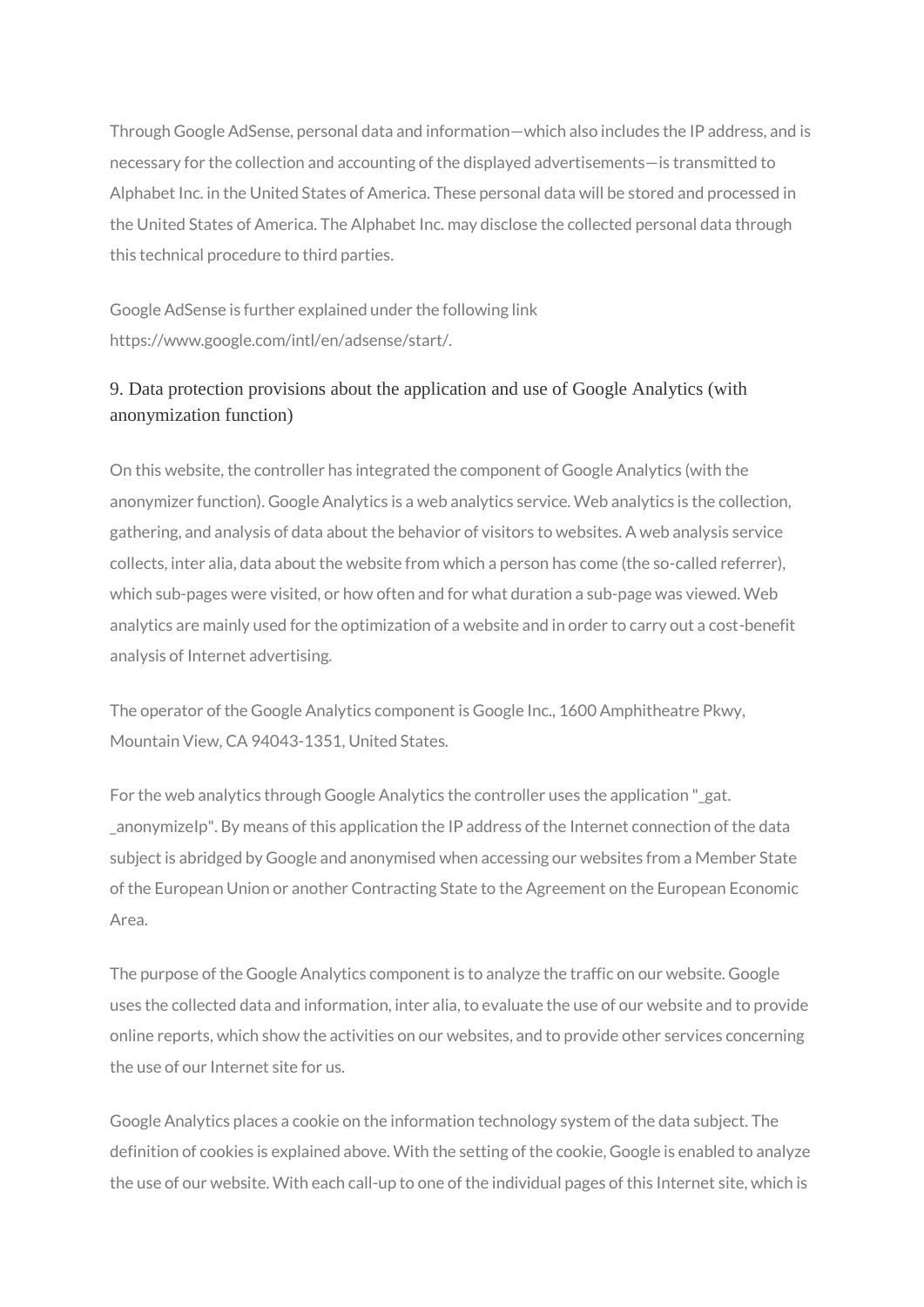Through Google AdSense, personal data and information—which also includes the IP address, and is necessary for the collection and accounting of the displayed advertisements—is transmitted to Alphabet Inc. in the United States of America. These personal data will be stored and processed in the United States of America. The Alphabet Inc. may disclose the collected personal data through this technical procedure to third parties.

Google AdSense is further explained under the following link https://www.google.com/intl/en/adsense/start/.

## 9. Data protection provisions about the application and use of Google Analytics (with anonymization function)

On this website, the controller has integrated the component of Google Analytics (with the anonymizer function). Google Analytics is a web analytics service. Web analytics is the collection, gathering, and analysis of data about the behavior of visitors to websites. A web analysis service collects, inter alia, data about the website from which a person has come (the so-called referrer), which sub-pages were visited, or how often and for what duration a sub-page was viewed. Web analytics are mainly used for the optimization of a website and in order to carry out a cost-benefit analysis of Internet advertising.

The operator of the Google Analytics component is Google Inc., 1600 Amphitheatre Pkwy, Mountain View, CA 94043-1351, United States.

For the web analytics through Google Analytics the controller uses the application "_gat. _anonymizeIp". By means of this application the IP address of the Internet connection of the data subject is abridged by Google and anonymised when accessing our websites from a Member State of the European Union or another Contracting State to the Agreement on the European Economic Area.

The purpose of the Google Analytics component is to analyze the traffic on our website. Google uses the collected data and information, inter alia, to evaluate the use of our website and to provide online reports, which show the activities on our websites, and to provide other services concerning the use of our Internet site for us.

Google Analytics places a cookie on the information technology system of the data subject. The definition of cookies is explained above. With the setting of the cookie, Google is enabled to analyze the use of our website. With each call-up to one of the individual pages of this Internet site, which is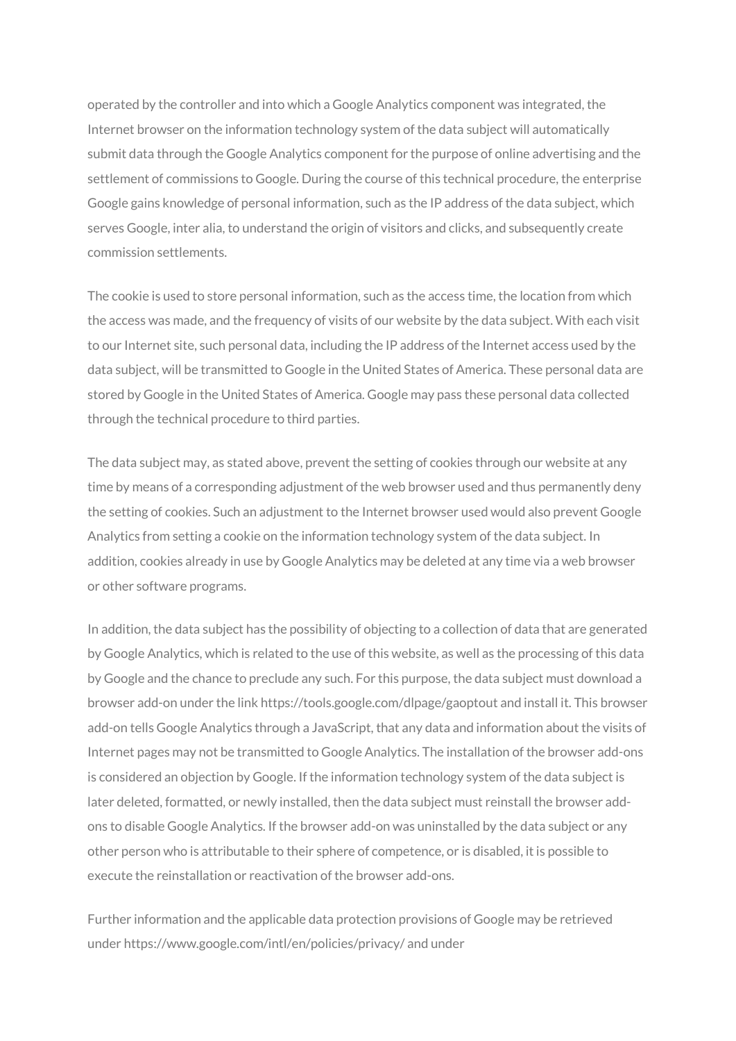operated by the controller and into which a Google Analytics component was integrated, the Internet browser on the information technology system of the data subject will automatically submit data through the Google Analytics component for the purpose of online advertising and the settlement of commissions to Google. During the course of this technical procedure, the enterprise Google gains knowledge of personal information, such as the IP address of the data subject, which serves Google, inter alia, to understand the origin of visitors and clicks, and subsequently create commission settlements.

The cookie is used to store personal information, such as the access time, the location from which the access was made, and the frequency of visits of our website by the data subject. With each visit to our Internet site, such personal data, including the IP address of the Internet access used by the data subject, will be transmitted to Google in the United States of America. These personal data are stored by Google in the United States of America. Google may pass these personal data collected through the technical procedure to third parties.

The data subject may, as stated above, prevent the setting of cookies through our website at any time by means of a corresponding adjustment of the web browser used and thus permanently deny the setting of cookies. Such an adjustment to the Internet browser used would also prevent Google Analytics from setting a cookie on the information technology system of the data subject. In addition, cookies already in use by Google Analytics may be deleted at any time via a web browser or other software programs.

In addition, the data subject has the possibility of objecting to a collection of data that are generated by Google Analytics, which is related to the use of this website, as well as the processing of this data by Google and the chance to preclude any such. For this purpose, the data subject must download a browser add-on under the link https://tools.google.com/dlpage/gaoptout and install it. This browser add-on tells Google Analytics through a JavaScript, that any data and information about the visits of Internet pages may not be transmitted to Google Analytics. The installation of the browser add-ons is considered an objection by Google. If the information technology system of the data subject is later deleted, formatted, or newly installed, then the data subject must reinstall the browser add-ons to disable Google Analytics. If the browser add-on was uninstalled by the data subject or any other person who is attributable to their sphere of competence, or is disabled, it is possible to execute the reinstallation or reactivation of the browser add-ons.

Further information and the applicable data protection provisions of Google may be retrieved under https://www.google.com/intl/en/policies/privacy/ and under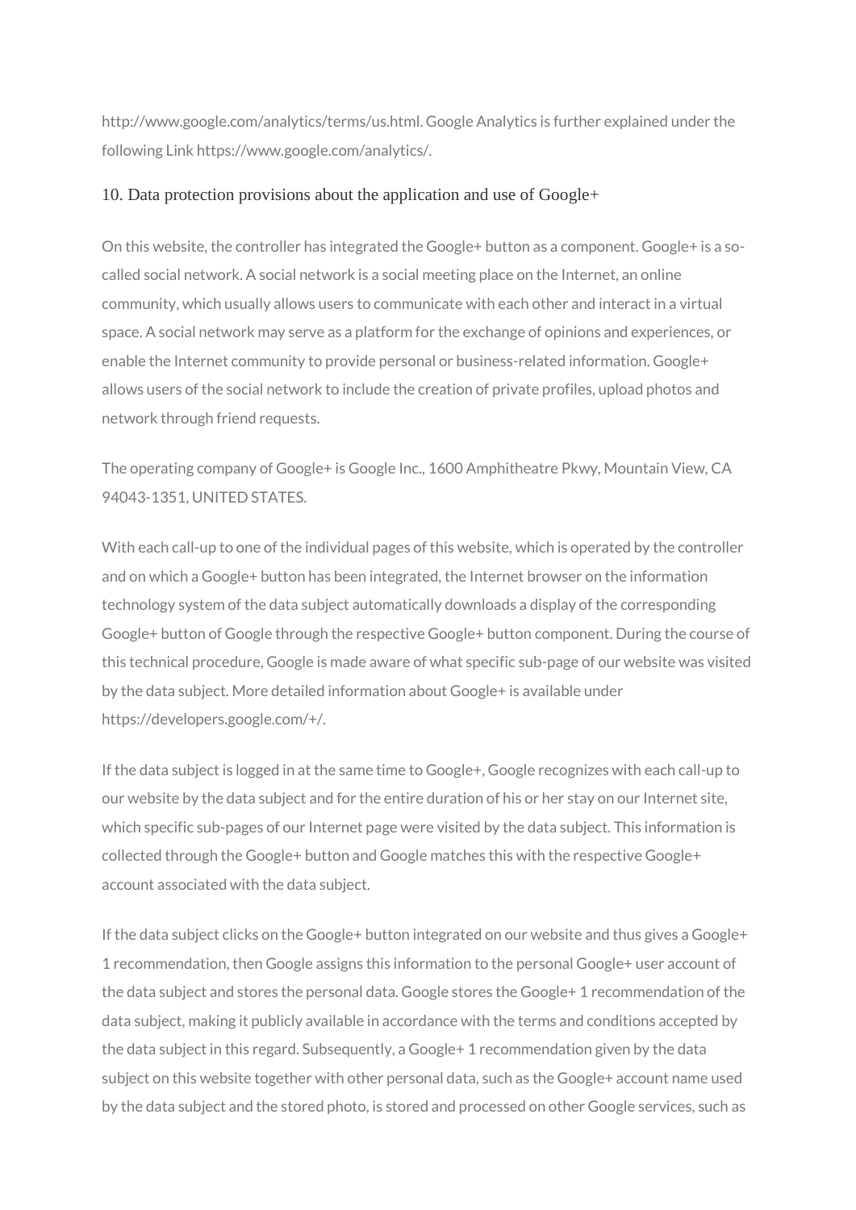http://www.google.com/analytics/terms/us.html. Google Analytics is further explained under the following Link https://www.google.com/analytics/.

## 10. Data protection provisions about the application and use of Google+

On this website, the controller has integrated the Google+ button as a component. Google+ is a so-called social network. A social network is a social meeting place on the Internet, an online community, which usually allows users to communicate with each other and interact in a virtual space. A social network may serve as a platform for the exchange of opinions and experiences, or enable the Internet community to provide personal or business-related information. Google+ allows users of the social network to include the creation of private profiles, upload photos and network through friend requests.

The operating company of Google+ is Google Inc., 1600 Amphitheatre Pkwy, Mountain View, CA 94043-1351, UNITED STATES.

With each call-up to one of the individual pages of this website, which is operated by the controller and on which a Google+ button has been integrated, the Internet browser on the information technology system of the data subject automatically downloads a display of the corresponding Google+ button of Google through the respective Google+ button component. During the course of this technical procedure, Google is made aware of what specific sub-page of our website was visited by the data subject. More detailed information about Google+ is available under https://developers.google.com/+/.

If the data subject is logged in at the same time to Google+, Google recognizes with each call-up to our website by the data subject and for the entire duration of his or her stay on our Internet site, which specific sub-pages of our Internet page were visited by the data subject. This information is collected through the Google+ button and Google matches this with the respective Google+ account associated with the data subject.

If the data subject clicks on the Google+ button integrated on our website and thus gives a Google+ 1 recommendation, then Google assigns this information to the personal Google+ user account of the data subject and stores the personal data. Google stores the Google+ 1 recommendation of the data subject, making it publicly available in accordance with the terms and conditions accepted by the data subject in this regard. Subsequently, a Google+ 1 recommendation given by the data subject on this website together with other personal data, such as the Google+ account name used by the data subject and the stored photo, is stored and processed on other Google services, such as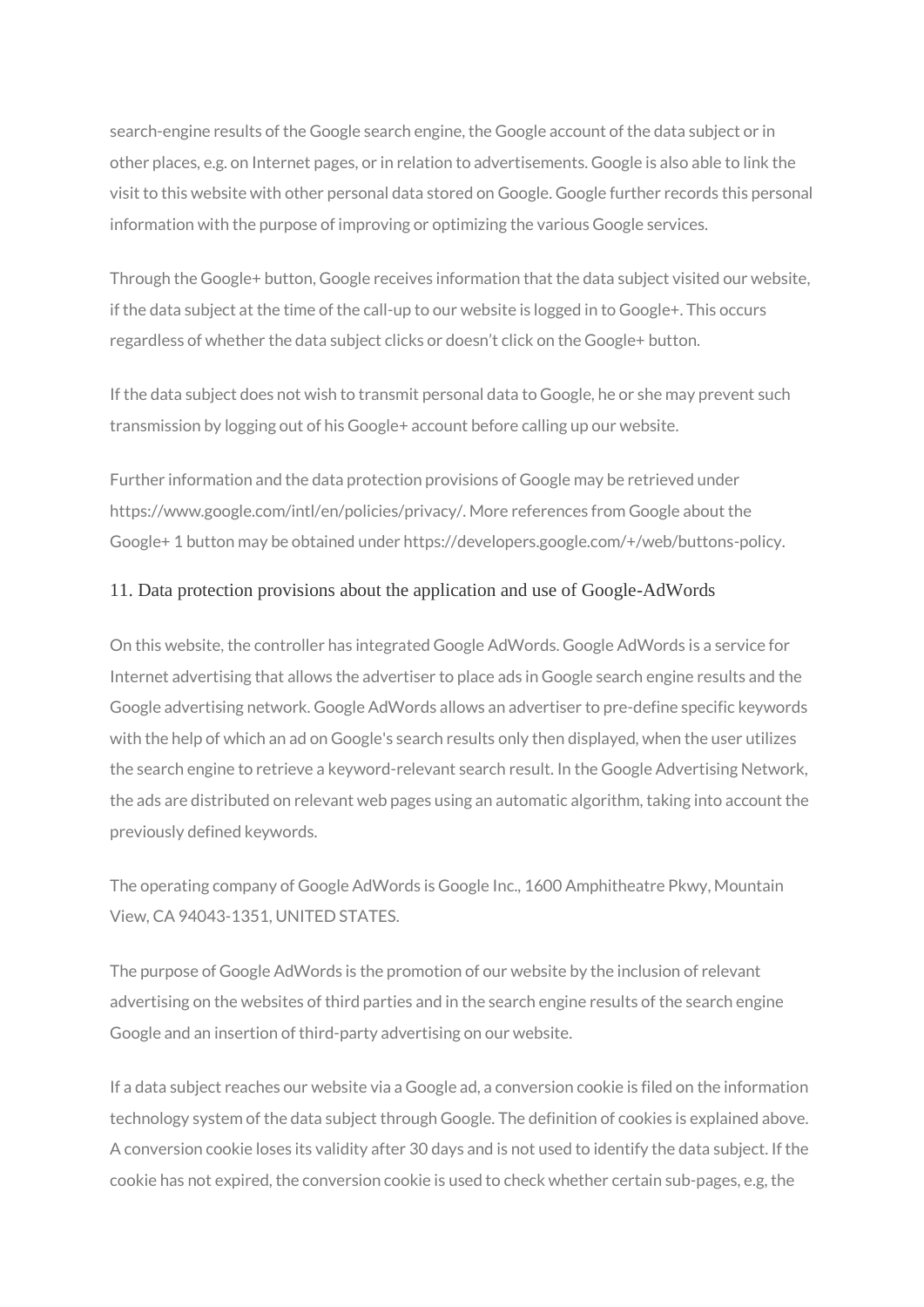search-engine results of the Google search engine, the Google account of the data subject or in other places, e.g. on Internet pages, or in relation to advertisements. Google is also able to link the visit to this website with other personal data stored on Google. Google further records this personal information with the purpose of improving or optimizing the various Google services.

Through the Google+ button, Google receives information that the data subject visited our website, if the data subject at the time of the call-up to our website is logged in to Google+. This occurs regardless of whether the data subject clicks or doesn't click on the Google+ button.

If the data subject does not wish to transmit personal data to Google, he or she may prevent such transmission by logging out of his Google+ account before calling up our website.

Further information and the data protection provisions of Google may be retrieved under https://www.google.com/intl/en/policies/privacy/. More references from Google about the Google+ 1 button may be obtained under https://developers.google.com/+/web/buttons-policy.

## 11. Data protection provisions about the application and use of Google-AdWords

On this website, the controller has integrated Google AdWords. Google AdWords is a service for Internet advertising that allows the advertiser to place ads in Google search engine results and the Google advertising network. Google AdWords allows an advertiser to pre-define specific keywords with the help of which an ad on Google's search results only then displayed, when the user utilizes the search engine to retrieve a keyword-relevant search result. In the Google Advertising Network, the ads are distributed on relevant web pages using an automatic algorithm, taking into account the previously defined keywords.

The operating company of Google AdWords is Google Inc., 1600 Amphitheatre Pkwy, Mountain View, CA 94043-1351, UNITED STATES.

The purpose of Google AdWords is the promotion of our website by the inclusion of relevant advertising on the websites of third parties and in the search engine results of the search engine Google and an insertion of third-party advertising on our website.

If a data subject reaches our website via a Google ad, a conversion cookie is filed on the information technology system of the data subject through Google. The definition of cookies is explained above. A conversion cookie loses its validity after 30 days and is not used to identify the data subject. If the cookie has not expired, the conversion cookie is used to check whether certain sub-pages, e.g, the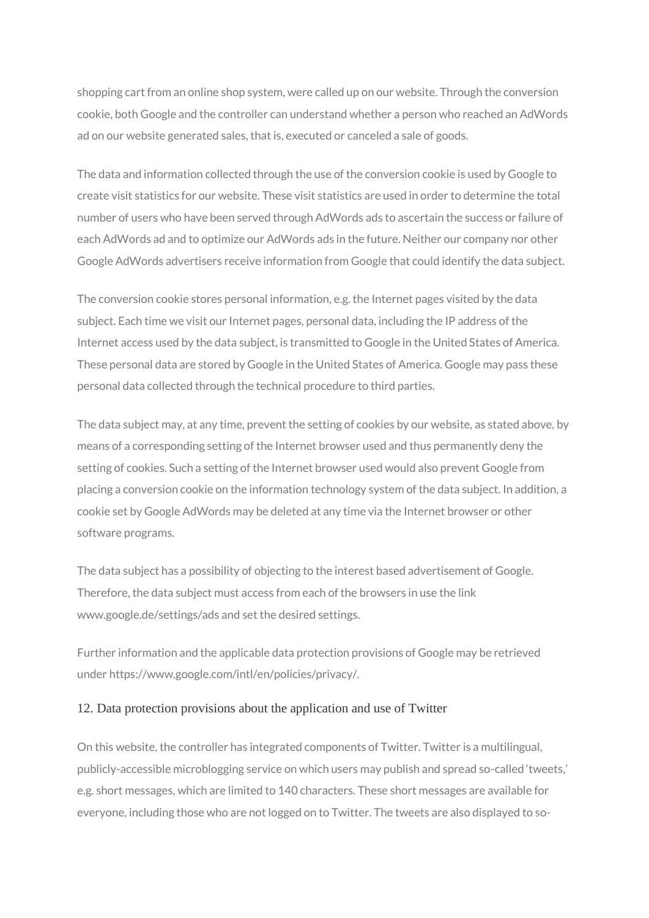shopping cart from an online shop system, were called up on our website. Through the conversion cookie, both Google and the controller can understand whether a person who reached an AdWords ad on our website generated sales, that is, executed or canceled a sale of goods.

The data and information collected through the use of the conversion cookie is used by Google to create visit statistics for our website. These visit statistics are used in order to determine the total number of users who have been served through AdWords ads to ascertain the success or failure of each AdWords ad and to optimize our AdWords ads in the future. Neither our company nor other Google AdWords advertisers receive information from Google that could identify the data subject.

The conversion cookie stores personal information, e.g. the Internet pages visited by the data subject. Each time we visit our Internet pages, personal data, including the IP address of the Internet access used by the data subject, is transmitted to Google in the United States of America. These personal data are stored by Google in the United States of America. Google may pass these personal data collected through the technical procedure to third parties.

The data subject may, at any time, prevent the setting of cookies by our website, as stated above, by means of a corresponding setting of the Internet browser used and thus permanently deny the setting of cookies. Such a setting of the Internet browser used would also prevent Google from placing a conversion cookie on the information technology system of the data subject. In addition, a cookie set by Google AdWords may be deleted at any time via the Internet browser or other software programs.

The data subject has a possibility of objecting to the interest based advertisement of Google. Therefore, the data subject must access from each of the browsers in use the link www.google.de/settings/ads and set the desired settings.

Further information and the applicable data protection provisions of Google may be retrieved under https://www.google.com/intl/en/policies/privacy/.

## 12. Data protection provisions about the application and use of Twitter

On this website, the controller has integrated components of Twitter. Twitter is a multilingual, publicly-accessible microblogging service on which users may publish and spread so-called 'tweets,' e.g. short messages, which are limited to 140 characters. These short messages are available for everyone, including those who are not logged on to Twitter. The tweets are also displayed to so-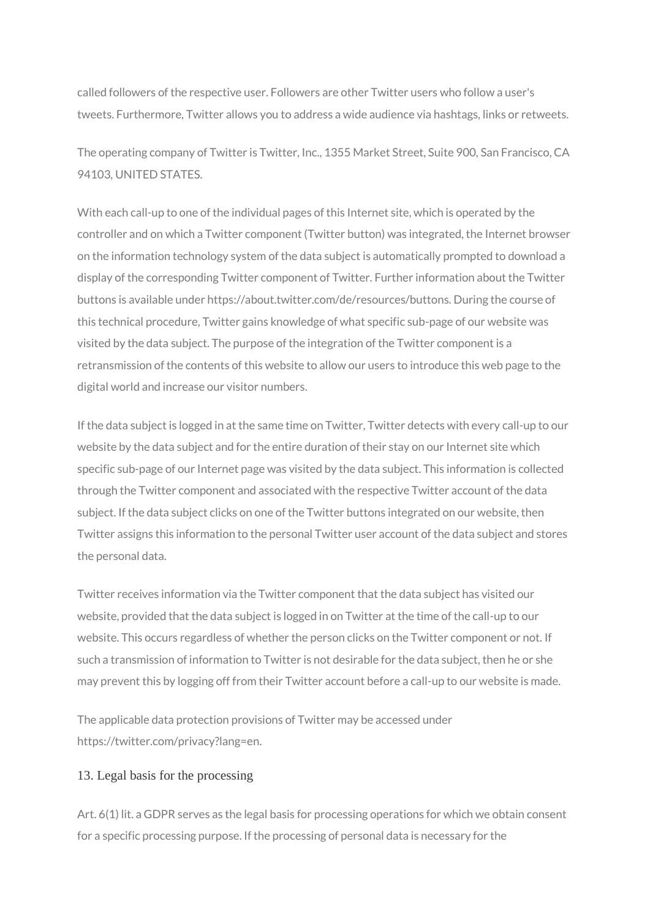called followers of the respective user. Followers are other Twitter users who follow a user's tweets. Furthermore, Twitter allows you to address a wide audience via hashtags, links or retweets.

The operating company of Twitter is Twitter, Inc., 1355 Market Street, Suite 900, San Francisco, CA 94103, UNITED STATES.

With each call-up to one of the individual pages of this Internet site, which is operated by the controller and on which a Twitter component (Twitter button) was integrated, the Internet browser on the information technology system of the data subject is automatically prompted to download a display of the corresponding Twitter component of Twitter. Further information about the Twitter buttons is available under https://about.twitter.com/de/resources/buttons. During the course of this technical procedure, Twitter gains knowledge of what specific sub-page of our website was visited by the data subject. The purpose of the integration of the Twitter component is a retransmission of the contents of this website to allow our users to introduce this web page to the digital world and increase our visitor numbers.

If the data subject is logged in at the same time on Twitter, Twitter detects with every call-up to our website by the data subject and for the entire duration of their stay on our Internet site which specific sub-page of our Internet page was visited by the data subject. This information is collected through the Twitter component and associated with the respective Twitter account of the data subject. If the data subject clicks on one of the Twitter buttons integrated on our website, then Twitter assigns this information to the personal Twitter user account of the data subject and stores the personal data.

Twitter receives information via the Twitter component that the data subject has visited our website, provided that the data subject is logged in on Twitter at the time of the call-up to our website. This occurs regardless of whether the person clicks on the Twitter component or not. If such a transmission of information to Twitter is not desirable for the data subject, then he or she may prevent this by logging off from their Twitter account before a call-up to our website is made.

The applicable data protection provisions of Twitter may be accessed under https://twitter.com/privacy?lang=en.

## 13. Legal basis for the processing

Art. 6(1) lit. a GDPR serves as the legal basis for processing operations for which we obtain consent for a specific processing purpose. If the processing of personal data is necessary for the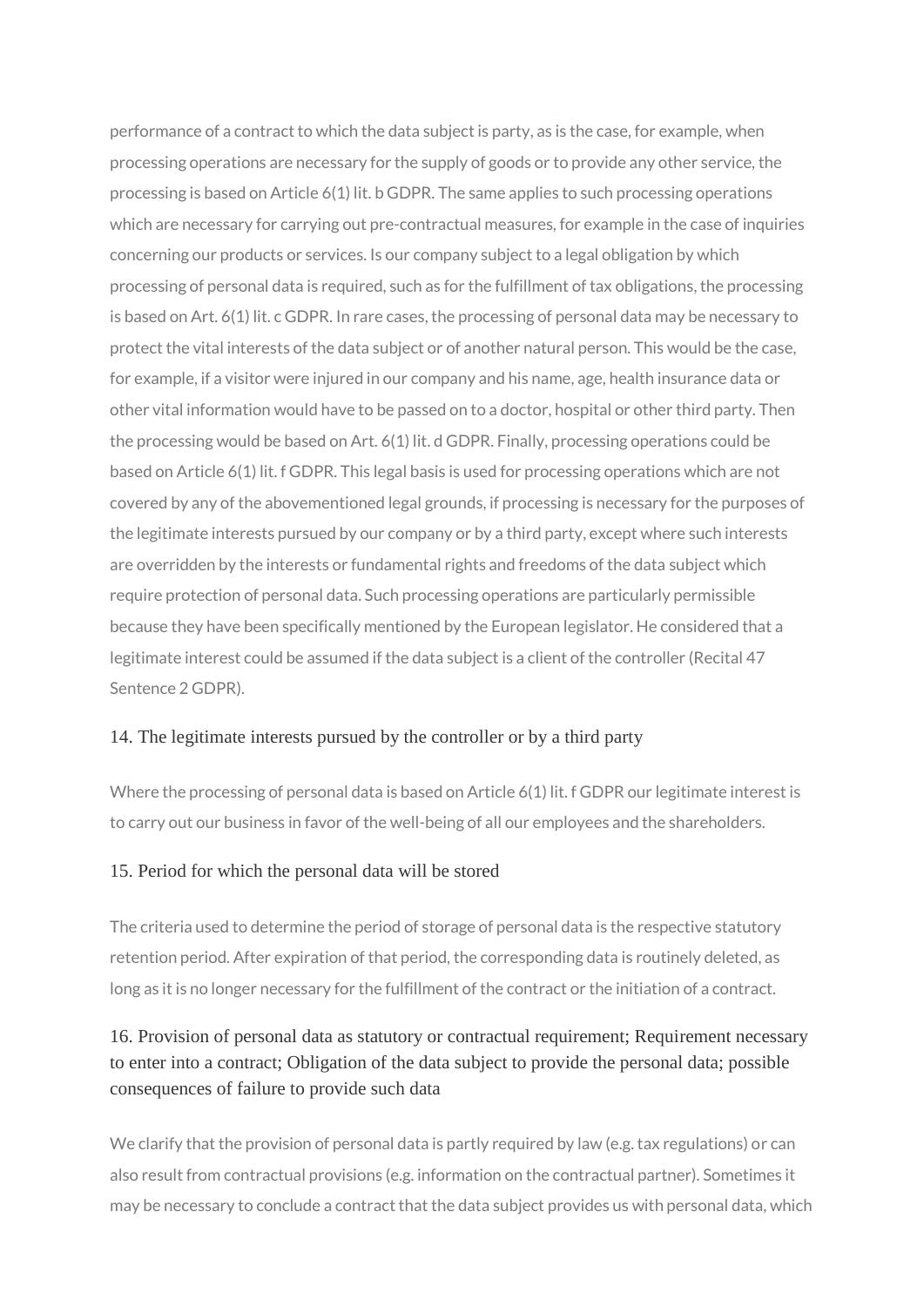performance of a contract to which the data subject is party, as is the case, for example, when processing operations are necessary for the supply of goods or to provide any other service, the processing is based on Article 6(1) lit. b GDPR. The same applies to such processing operations which are necessary for carrying out pre-contractual measures, for example in the case of inquiries concerning our products or services. Is our company subject to a legal obligation by which processing of personal data is required, such as for the fulfillment of tax obligations, the processing is based on Art. 6(1) lit. c GDPR. In rare cases, the processing of personal data may be necessary to protect the vital interests of the data subject or of another natural person. This would be the case, for example, if a visitor were injured in our company and his name, age, health insurance data or other vital information would have to be passed on to a doctor, hospital or other third party. Then the processing would be based on Art. 6(1) lit. d GDPR. Finally, processing operations could be based on Article 6(1) lit. f GDPR. This legal basis is used for processing operations which are not covered by any of the abovementioned legal grounds, if processing is necessary for the purposes of the legitimate interests pursued by our company or by a third party, except where such interests are overridden by the interests or fundamental rights and freedoms of the data subject which require protection of personal data. Such processing operations are particularly permissible because they have been specifically mentioned by the European legislator. He considered that a legitimate interest could be assumed if the data subject is a client of the controller (Recital 47 Sentence 2 GDPR).

## 14. The legitimate interests pursued by the controller or by a third party

Where the processing of personal data is based on Article 6(1) lit. f GDPR our legitimate interest is to carry out our business in favor of the well-being of all our employees and the shareholders.

## 15. Period for which the personal data will be stored

The criteria used to determine the period of storage of personal data is the respective statutory retention period. After expiration of that period, the corresponding data is routinely deleted, as long as it is no longer necessary for the fulfillment of the contract or the initiation of a contract.

## 16. Provision of personal data as statutory or contractual requirement; Requirement necessary to enter into a contract; Obligation of the data subject to provide the personal data; possible consequences of failure to provide such data

We clarify that the provision of personal data is partly required by law (e.g. tax regulations) or can also result from contractual provisions (e.g. information on the contractual partner). Sometimes it may be necessary to conclude a contract that the data subject provides us with personal data, which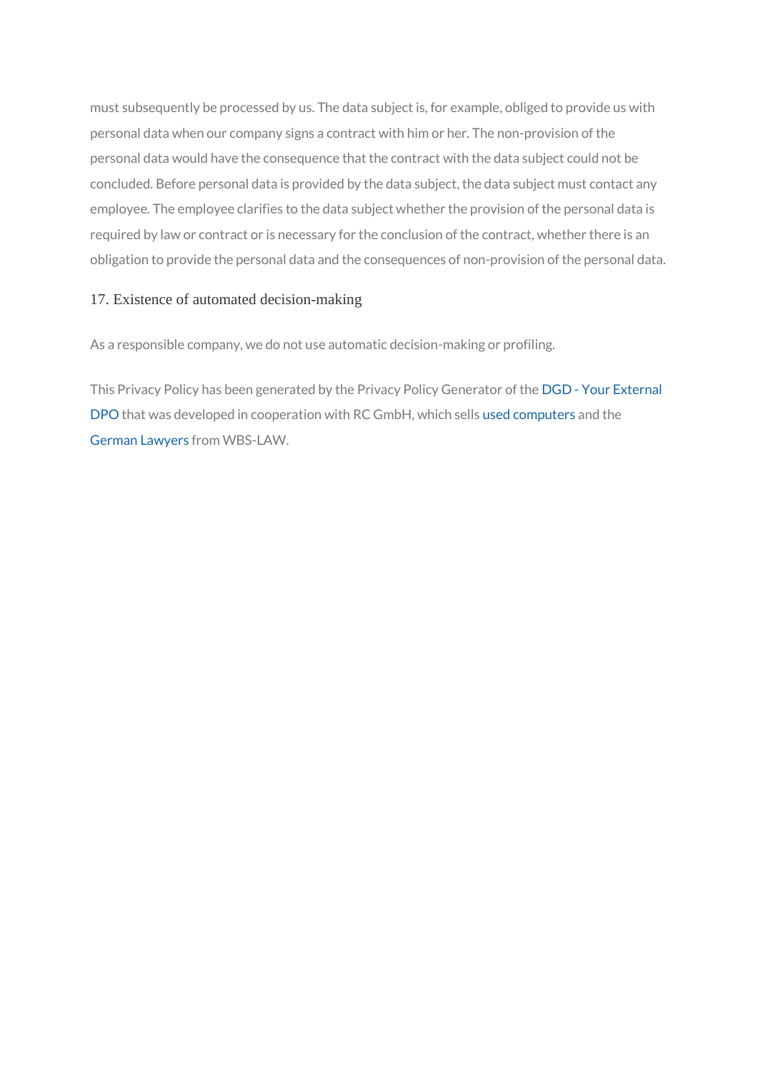must subsequently be processed by us. The data subject is, for example, obliged to provide us with personal data when our company signs a contract with him or her. The non-provision of the personal data would have the consequence that the contract with the data subject could not be concluded. Before personal data is provided by the data subject, the data subject must contact any employee. The employee clarifies to the data subject whether the provision of the personal data is required by law or contract or is necessary for the conclusion of the contract, whether there is an obligation to provide the personal data and the consequences of non-provision of the personal data.

## 17. Existence of automated decision-making

As a responsible company, we do not use automatic decision-making or profiling.

This Privacy Policy has been generated by the Privacy Policy Generator of the DGD - Your External DPO that was developed in cooperation with RC GmbH, which sells used computers and the German Lawyers from WBS-LAW.